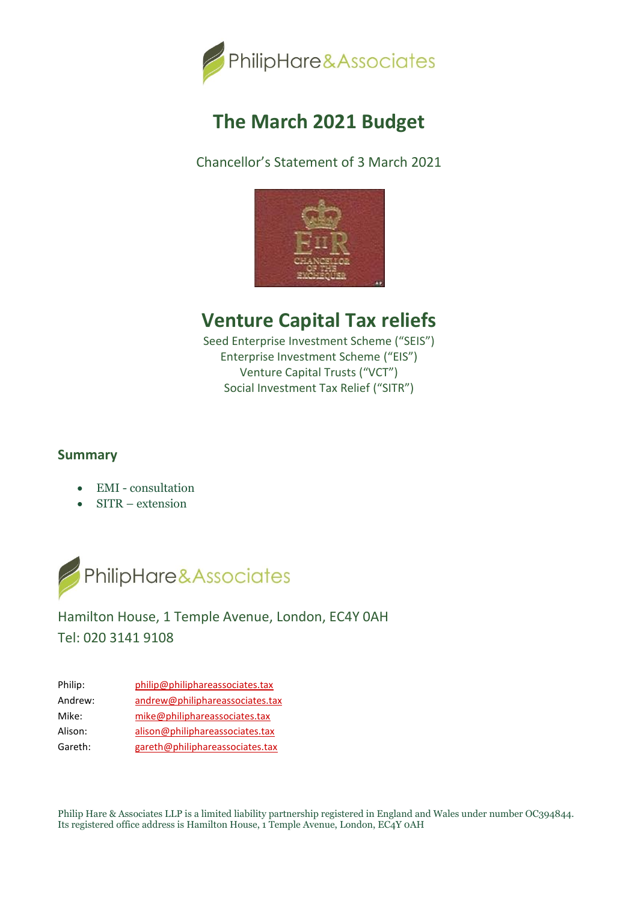PhilipHare&Associates

# The March 2021 Budget

Chancellor's Statement of 3 March 2021

## Venture Capital Tax reliefs

Seed Enterprise Investment Scheme ("SEIS")
Enterprise Investment Scheme ("EIS")
Venture Capital Trusts ("VCT")
Social Investment Tax Relief ("SITR")

### Summary

- EMI - consultation
- SITR – extension

PhilipHare&Associates

Hamilton House, 1 Temple Avenue, London, EC4Y 0AH
Tel: 020 3141 9108

| | |
|---|---|
| Philip: | philip@philiphareassociates.tax |
| Andrew: | andrew@philiphareassociates.tax |
| Mike: | mike@philiphareassociates.tax |
| Alison: | alison@philiphareassociates.tax |
| Gareth: | gareth@philiphareassociates.tax |

Philip Hare & Associates LLP is a limited liability partnership registered in England and Wales under number OC394844. Its registered office address is Hamilton House, 1 Temple Avenue, London, EC4Y 0AH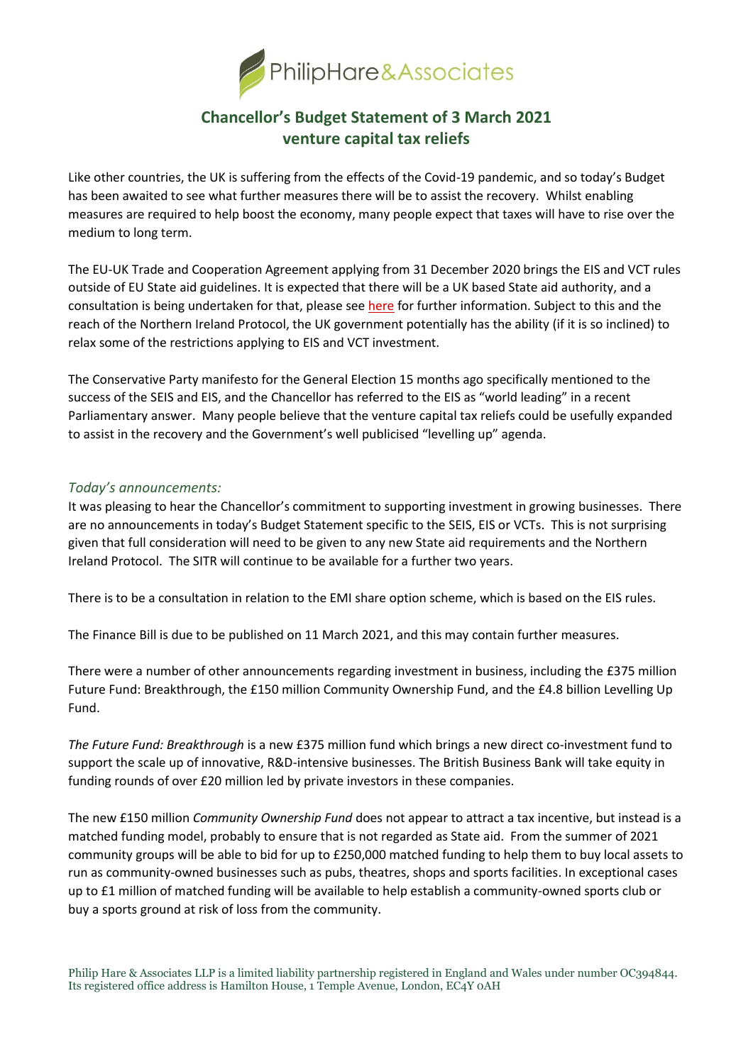# Chancellor's Budget Statement of 3 March 2021 venture capital tax reliefs

Like other countries, the UK is suffering from the effects of the Covid-19 pandemic, and so today's Budget has been awaited to see what further measures there will be to assist the recovery. Whilst enabling measures are required to help boost the economy, many people expect that taxes will have to rise over the medium to long term.

The EU-UK Trade and Cooperation Agreement applying from 31 December 2020 brings the EIS and VCT rules outside of EU State aid guidelines. It is expected that there will be a UK based State aid authority, and a consultation is being undertaken for that, please see here for further information. Subject to this and the reach of the Northern Ireland Protocol, the UK government potentially has the ability (if it is so inclined) to relax some of the restrictions applying to EIS and VCT investment.

The Conservative Party manifesto for the General Election 15 months ago specifically mentioned to the success of the SEIS and EIS, and the Chancellor has referred to the EIS as "world leading" in a recent Parliamentary answer. Many people believe that the venture capital tax reliefs could be usefully expanded to assist in the recovery and the Government's well publicised "levelling up" agenda.

### *Today's announcements:*

It was pleasing to hear the Chancellor's commitment to supporting investment in growing businesses. There are no announcements in today's Budget Statement specific to the SEIS, EIS or VCTs. This is not surprising given that full consideration will need to be given to any new State aid requirements and the Northern Ireland Protocol. The SITR will continue to be available for a further two years.

There is to be a consultation in relation to the EMI share option scheme, which is based on the EIS rules.

The Finance Bill is due to be published on 11 March 2021, and this may contain further measures.

There were a number of other announcements regarding investment in business, including the £375 million Future Fund: Breakthrough, the £150 million Community Ownership Fund, and the £4.8 billion Levelling Up Fund.

*The Future Fund: Breakthrough* is a new £375 million fund which brings a new direct co-investment fund to support the scale up of innovative, R&D-intensive businesses. The British Business Bank will take equity in funding rounds of over £20 million led by private investors in these companies.

The new £150 million *Community Ownership Fund* does not appear to attract a tax incentive, but instead is a matched funding model, probably to ensure that is not regarded as State aid. From the summer of 2021 community groups will be able to bid for up to £250,000 matched funding to help them to buy local assets to run as community-owned businesses such as pubs, theatres, shops and sports facilities. In exceptional cases up to £1 million of matched funding will be available to help establish a community-owned sports club or buy a sports ground at risk of loss from the community.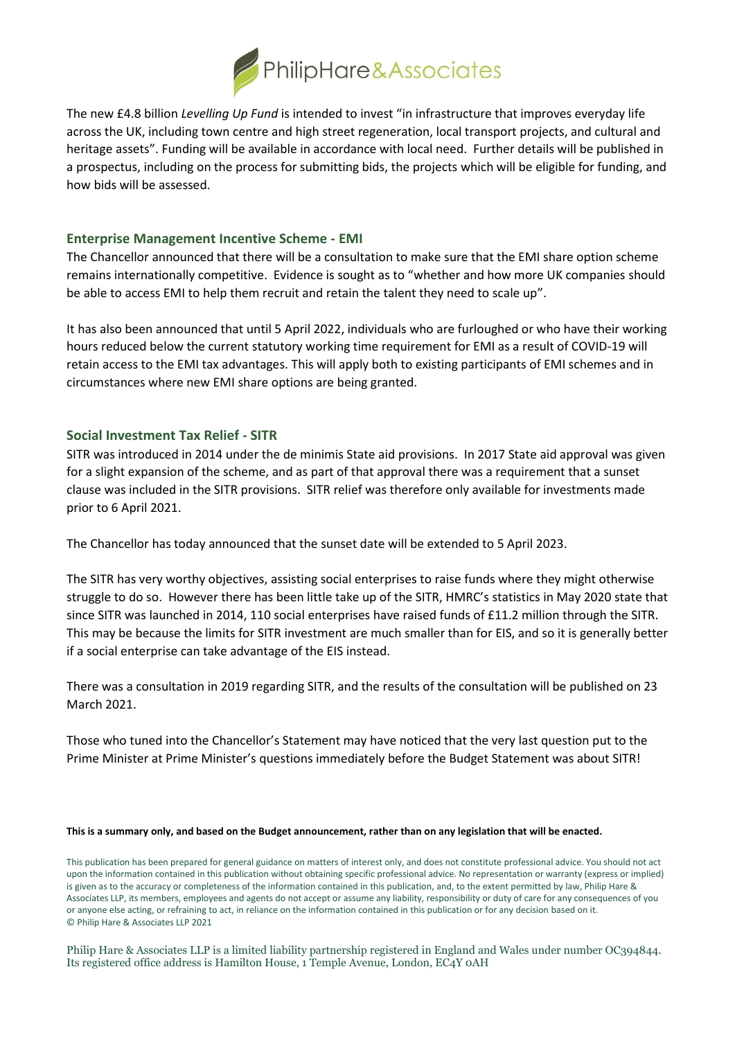The new £4.8 billion *Levelling Up Fund* is intended to invest "in infrastructure that improves everyday life across the UK, including town centre and high street regeneration, local transport projects, and cultural and heritage assets". Funding will be available in accordance with local need. Further details will be published in a prospectus, including on the process for submitting bids, the projects which will be eligible for funding, and how bids will be assessed.

## Enterprise Management Incentive Scheme - EMI

The Chancellor announced that there will be a consultation to make sure that the EMI share option scheme remains internationally competitive. Evidence is sought as to "whether and how more UK companies should be able to access EMI to help them recruit and retain the talent they need to scale up".

It has also been announced that until 5 April 2022, individuals who are furloughed or who have their working hours reduced below the current statutory working time requirement for EMI as a result of COVID-19 will retain access to the EMI tax advantages. This will apply both to existing participants of EMI schemes and in circumstances where new EMI share options are being granted.

## Social Investment Tax Relief - SITR

SITR was introduced in 2014 under the de minimis State aid provisions. In 2017 State aid approval was given for a slight expansion of the scheme, and as part of that approval there was a requirement that a sunset clause was included in the SITR provisions. SITR relief was therefore only available for investments made prior to 6 April 2021.

The Chancellor has today announced that the sunset date will be extended to 5 April 2023.

The SITR has very worthy objectives, assisting social enterprises to raise funds where they might otherwise struggle to do so. However there has been little take up of the SITR, HMRC's statistics in May 2020 state that since SITR was launched in 2014, 110 social enterprises have raised funds of £11.2 million through the SITR. This may be because the limits for SITR investment are much smaller than for EIS, and so it is generally better if a social enterprise can take advantage of the EIS instead.

There was a consultation in 2019 regarding SITR, and the results of the consultation will be published on 23 March 2021.

Those who tuned into the Chancellor's Statement may have noticed that the very last question put to the Prime Minister at Prime Minister's questions immediately before the Budget Statement was about SITR!

**This is a summary only, and based on the Budget announcement, rather than on any legislation that will be enacted.**

This publication has been prepared for general guidance on matters of interest only, and does not constitute professional advice. You should not act upon the information contained in this publication without obtaining specific professional advice. No representation or warranty (express or implied) is given as to the accuracy or completeness of the information contained in this publication, and, to the extent permitted by law, Philip Hare & Associates LLP, its members, employees and agents do not accept or assume any liability, responsibility or duty of care for any consequences of you or anyone else acting, or refraining to act, in reliance on the information contained in this publication or for any decision based on it.
© Philip Hare & Associates LLP 2021

Philip Hare & Associates LLP is a limited liability partnership registered in England and Wales under number OC394844. Its registered office address is Hamilton House, 1 Temple Avenue, London, EC4Y 0AH